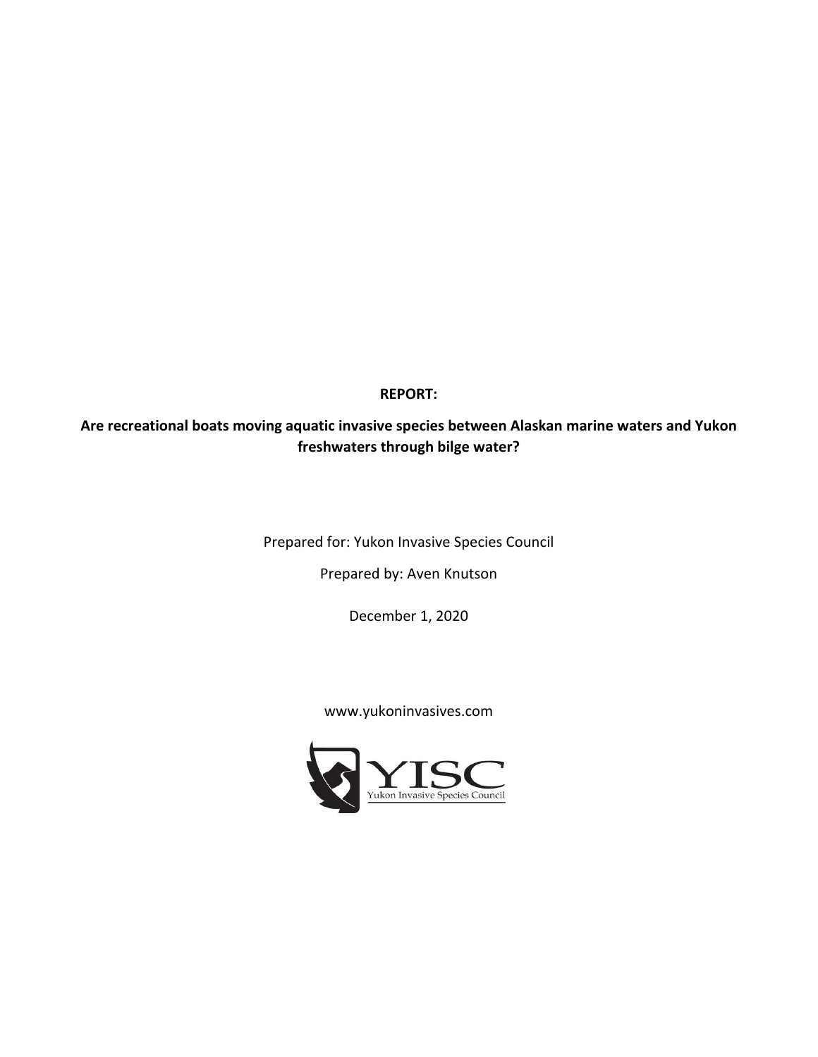**REPORT:**

# Are recreational boats moving aquatic invasive species between Alaskan marine waters and Yukon freshwaters through bilge water?

Prepared for: Yukon Invasive Species Council

Prepared by: Aven Knutson

December 1, 2020

www.yukoninvasives.com

YISC

Yukon Invasive Species Council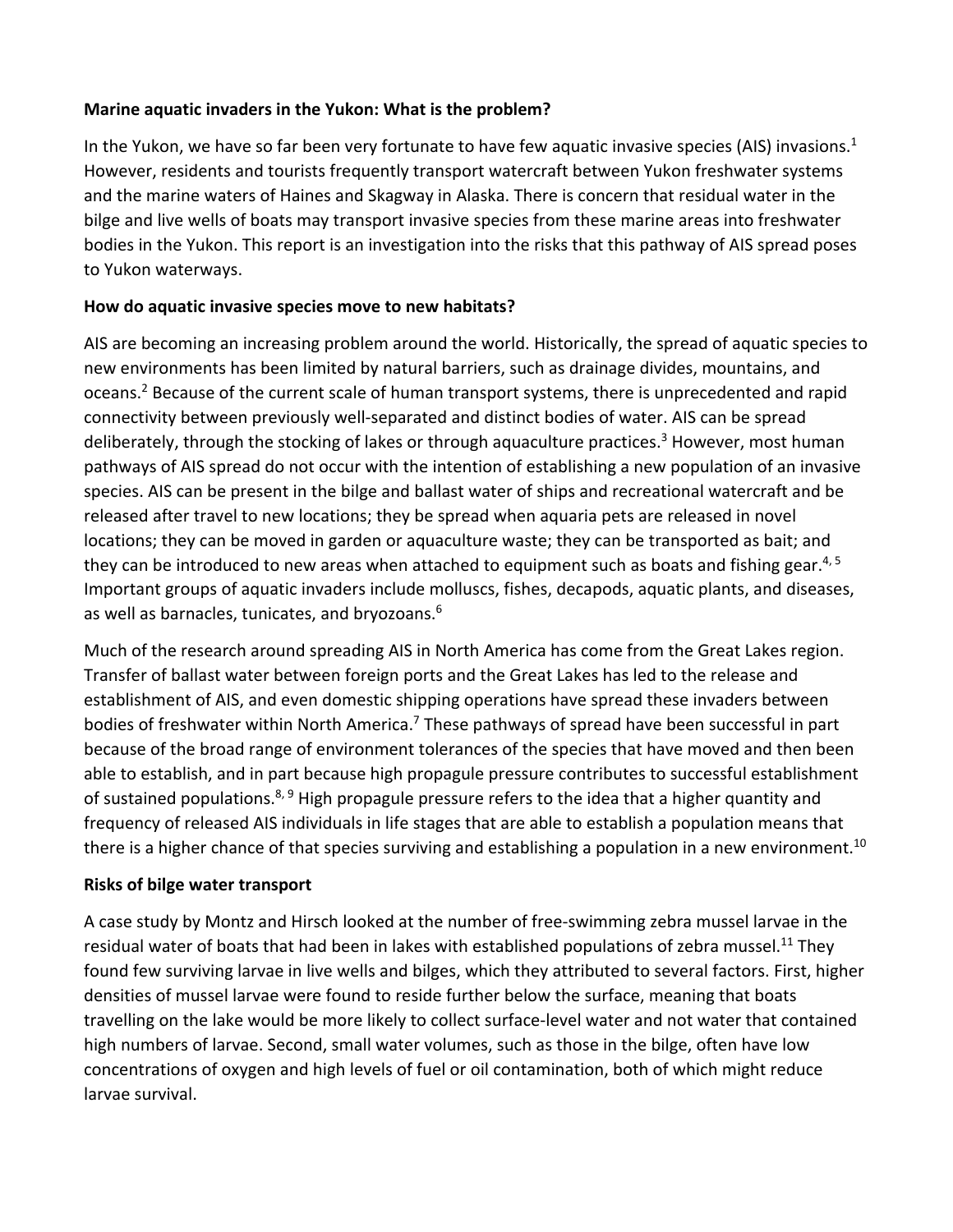**Marine aquatic invaders in the Yukon: What is the problem?**

In the Yukon, we have so far been very fortunate to have few aquatic invasive species (AIS) invasions.[1] However, residents and tourists frequently transport watercraft between Yukon freshwater systems and the marine waters of Haines and Skagway in Alaska. There is concern that residual water in the bilge and live wells of boats may transport invasive species from these marine areas into freshwater bodies in the Yukon. This report is an investigation into the risks that this pathway of AIS spread poses to Yukon waterways.

**How do aquatic invasive species move to new habitats?**

AIS are becoming an increasing problem around the world. Historically, the spread of aquatic species to new environments has been limited by natural barriers, such as drainage divides, mountains, and oceans.[2] Because of the current scale of human transport systems, there is unprecedented and rapid connectivity between previously well-separated and distinct bodies of water. AIS can be spread deliberately, through the stocking of lakes or through aquaculture practices.[3] However, most human pathways of AIS spread do not occur with the intention of establishing a new population of an invasive species. AIS can be present in the bilge and ballast water of ships and recreational watercraft and be released after travel to new locations; they be spread when aquaria pets are released in novel locations; they can be moved in garden or aquaculture waste; they can be transported as bait; and they can be introduced to new areas when attached to equipment such as boats and fishing gear.[4, 5] Important groups of aquatic invaders include molluscs, fishes, decapods, aquatic plants, and diseases, as well as barnacles, tunicates, and bryozoans.[6]

Much of the research around spreading AIS in North America has come from the Great Lakes region. Transfer of ballast water between foreign ports and the Great Lakes has led to the release and establishment of AIS, and even domestic shipping operations have spread these invaders between bodies of freshwater within North America.[7] These pathways of spread have been successful in part because of the broad range of environment tolerances of the species that have moved and then been able to establish, and in part because high propagule pressure contributes to successful establishment of sustained populations.[8, 9] High propagule pressure refers to the idea that a higher quantity and frequency of released AIS individuals in life stages that are able to establish a population means that there is a higher chance of that species surviving and establishing a population in a new environment.[10]

**Risks of bilge water transport**

A case study by Montz and Hirsch looked at the number of free-swimming zebra mussel larvae in the residual water of boats that had been in lakes with established populations of zebra mussel.[11] They found few surviving larvae in live wells and bilges, which they attributed to several factors. First, higher densities of mussel larvae were found to reside further below the surface, meaning that boats travelling on the lake would be more likely to collect surface-level water and not water that contained high numbers of larvae. Second, small water volumes, such as those in the bilge, often have low concentrations of oxygen and high levels of fuel or oil contamination, both of which might reduce larvae survival.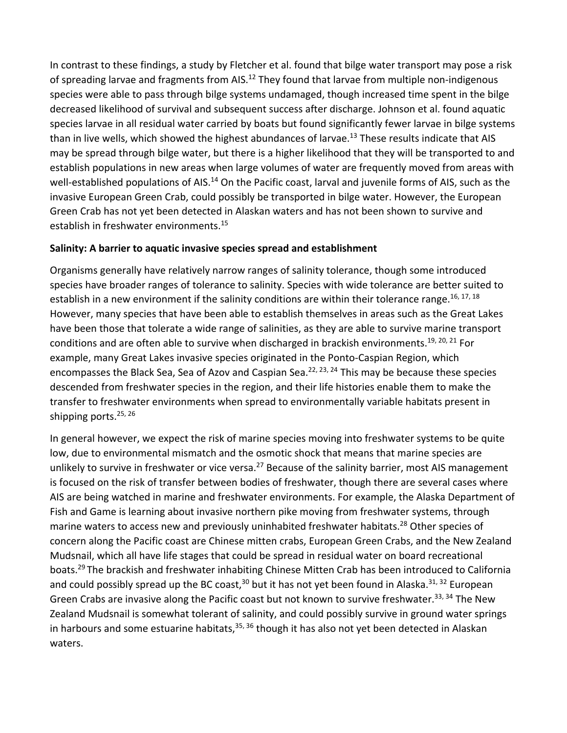In contrast to these findings, a study by Fletcher et al. found that bilge water transport may pose a risk of spreading larvae and fragments from AIS.[12] They found that larvae from multiple non-indigenous species were able to pass through bilge systems undamaged, though increased time spent in the bilge decreased likelihood of survival and subsequent success after discharge. Johnson et al. found aquatic species larvae in all residual water carried by boats but found significantly fewer larvae in bilge systems than in live wells, which showed the highest abundances of larvae.[13] These results indicate that AIS may be spread through bilge water, but there is a higher likelihood that they will be transported to and establish populations in new areas when large volumes of water are frequently moved from areas with well-established populations of AIS.[14] On the Pacific coast, larval and juvenile forms of AIS, such as the invasive European Green Crab, could possibly be transported in bilge water. However, the European Green Crab has not yet been detected in Alaskan waters and has not been shown to survive and establish in freshwater environments.[15]

**Salinity: A barrier to aquatic invasive species spread and establishment**

Organisms generally have relatively narrow ranges of salinity tolerance, though some introduced species have broader ranges of tolerance to salinity. Species with wide tolerance are better suited to establish in a new environment if the salinity conditions are within their tolerance range.[16, 17, 18] However, many species that have been able to establish themselves in areas such as the Great Lakes have been those that tolerate a wide range of salinities, as they are able to survive marine transport conditions and are often able to survive when discharged in brackish environments.[19, 20, 21] For example, many Great Lakes invasive species originated in the Ponto-Caspian Region, which encompasses the Black Sea, Sea of Azov and Caspian Sea.[22, 23, 24] This may be because these species descended from freshwater species in the region, and their life histories enable them to make the transfer to freshwater environments when spread to environmentally variable habitats present in shipping ports.[25, 26]

In general however, we expect the risk of marine species moving into freshwater systems to be quite low, due to environmental mismatch and the osmotic shock that means that marine species are unlikely to survive in freshwater or vice versa.[27] Because of the salinity barrier, most AIS management is focused on the risk of transfer between bodies of freshwater, though there are several cases where AIS are being watched in marine and freshwater environments. For example, the Alaska Department of Fish and Game is learning about invasive northern pike moving from freshwater systems, through marine waters to access new and previously uninhabited freshwater habitats.[28] Other species of concern along the Pacific coast are Chinese mitten crabs, European Green Crabs, and the New Zealand Mudsnail, which all have life stages that could be spread in residual water on board recreational boats.[29] The brackish and freshwater inhabiting Chinese Mitten Crab has been introduced to California and could possibly spread up the BC coast,[30] but it has not yet been found in Alaska.[31, 32] European Green Crabs are invasive along the Pacific coast but not known to survive freshwater.[33, 34] The New Zealand Mudsnail is somewhat tolerant of salinity, and could possibly survive in ground water springs in harbours and some estuarine habitats,[35, 36] though it has also not yet been detected in Alaskan waters.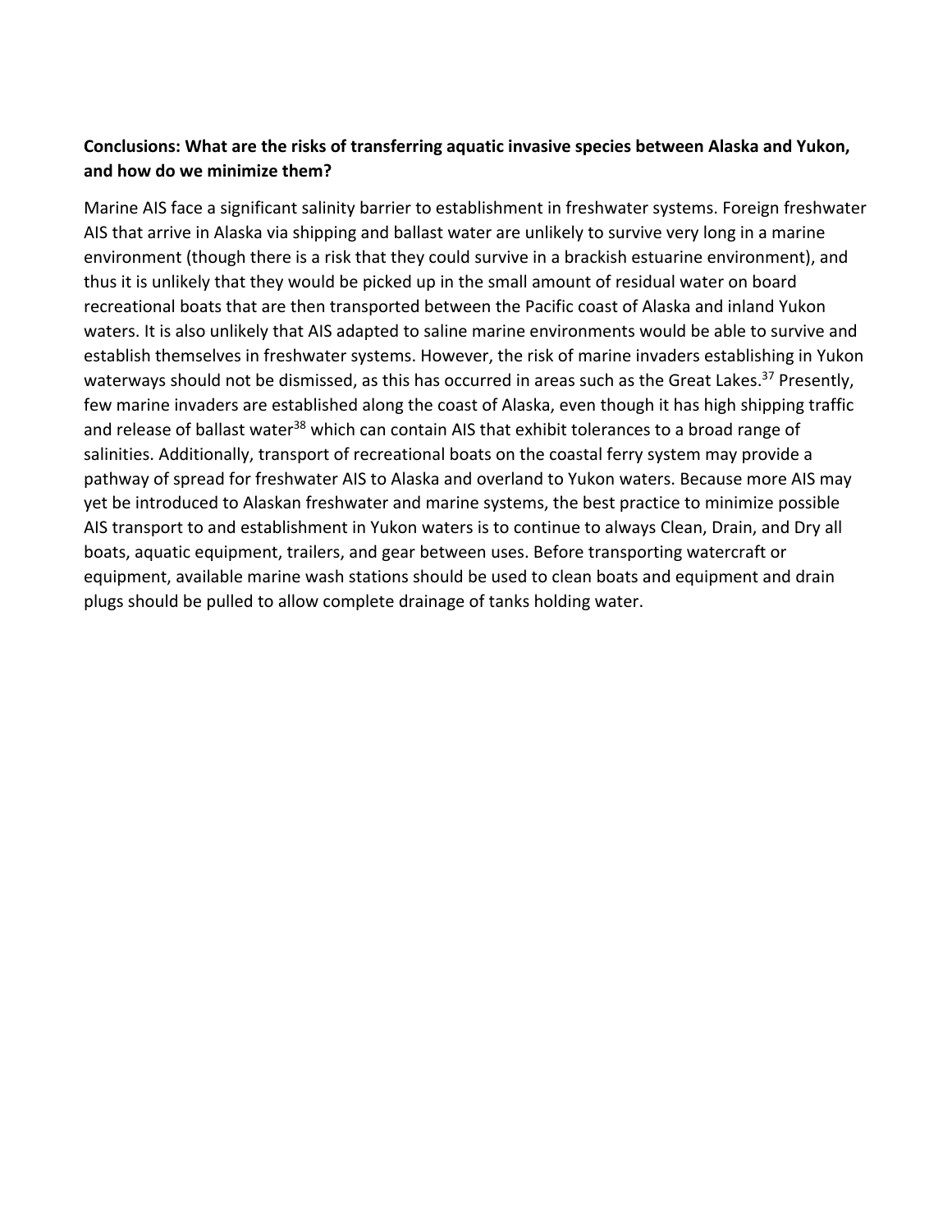**Conclusions: What are the risks of transferring aquatic invasive species between Alaska and Yukon, and how do we minimize them?**

Marine AIS face a significant salinity barrier to establishment in freshwater systems. Foreign freshwater AIS that arrive in Alaska via shipping and ballast water are unlikely to survive very long in a marine environment (though there is a risk that they could survive in a brackish estuarine environment), and thus it is unlikely that they would be picked up in the small amount of residual water on board recreational boats that are then transported between the Pacific coast of Alaska and inland Yukon waters. It is also unlikely that AIS adapted to saline marine environments would be able to survive and establish themselves in freshwater systems. However, the risk of marine invaders establishing in Yukon waterways should not be dismissed, as this has occurred in areas such as the Great Lakes.[37] Presently, few marine invaders are established along the coast of Alaska, even though it has high shipping traffic and release of ballast water[38] which can contain AIS that exhibit tolerances to a broad range of salinities. Additionally, transport of recreational boats on the coastal ferry system may provide a pathway of spread for freshwater AIS to Alaska and overland to Yukon waters. Because more AIS may yet be introduced to Alaskan freshwater and marine systems, the best practice to minimize possible AIS transport to and establishment in Yukon waters is to continue to always Clean, Drain, and Dry all boats, aquatic equipment, trailers, and gear between uses. Before transporting watercraft or equipment, available marine wash stations should be used to clean boats and equipment and drain plugs should be pulled to allow complete drainage of tanks holding water.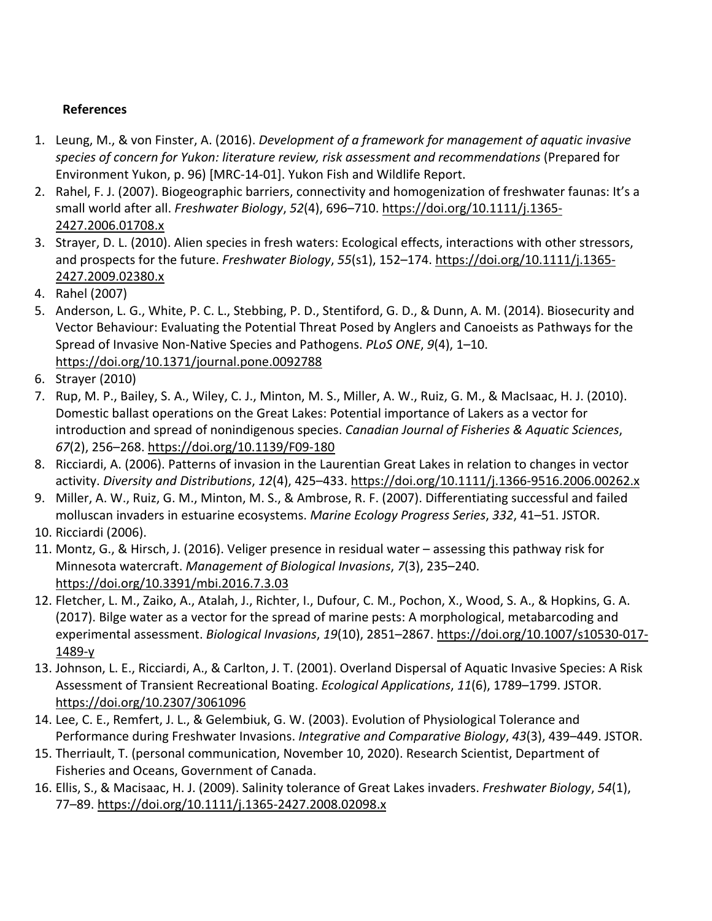**References**

1. Leung, M., & von Finster, A. (2016). *Development of a framework for management of aquatic invasive species of concern for Yukon: literature review, risk assessment and recommendations* (Prepared for Environment Yukon, p. 96) [MRC-14-01]. Yukon Fish and Wildlife Report.
2. Rahel, F. J. (2007). Biogeographic barriers, connectivity and homogenization of freshwater faunas: It's a small world after all. *Freshwater Biology*, *52*(4), 696–710. https://doi.org/10.1111/j.1365-2427.2006.01708.x
3. Strayer, D. L. (2010). Alien species in fresh waters: Ecological effects, interactions with other stressors, and prospects for the future. *Freshwater Biology*, *55*(s1), 152–174. https://doi.org/10.1111/j.1365-2427.2009.02380.x
4. Rahel (2007)
5. Anderson, L. G., White, P. C. L., Stebbing, P. D., Stentiford, G. D., & Dunn, A. M. (2014). Biosecurity and Vector Behaviour: Evaluating the Potential Threat Posed by Anglers and Canoeists as Pathways for the Spread of Invasive Non-Native Species and Pathogens. *PLoS ONE*, *9*(4), 1–10. https://doi.org/10.1371/journal.pone.0092788
6. Strayer (2010)
7. Rup, M. P., Bailey, S. A., Wiley, C. J., Minton, M. S., Miller, A. W., Ruiz, G. M., & MacIsaac, H. J. (2010). Domestic ballast operations on the Great Lakes: Potential importance of Lakers as a vector for introduction and spread of nonindigenous species. *Canadian Journal of Fisheries & Aquatic Sciences*, *67*(2), 256–268. https://doi.org/10.1139/F09-180
8. Ricciardi, A. (2006). Patterns of invasion in the Laurentian Great Lakes in relation to changes in vector activity. *Diversity and Distributions*, *12*(4), 425–433. https://doi.org/10.1111/j.1366-9516.2006.00262.x
9. Miller, A. W., Ruiz, G. M., Minton, M. S., & Ambrose, R. F. (2007). Differentiating successful and failed molluscan invaders in estuarine ecosystems. *Marine Ecology Progress Series*, *332*, 41–51. JSTOR.
10. Ricciardi (2006).
11. Montz, G., & Hirsch, J. (2016). Veliger presence in residual water – assessing this pathway risk for Minnesota watercraft. *Management of Biological Invasions*, *7*(3), 235–240. https://doi.org/10.3391/mbi.2016.7.3.03
12. Fletcher, L. M., Zaiko, A., Atalah, J., Richter, I., Dufour, C. M., Pochon, X., Wood, S. A., & Hopkins, G. A. (2017). Bilge water as a vector for the spread of marine pests: A morphological, metabarcoding and experimental assessment. *Biological Invasions*, *19*(10), 2851–2867. https://doi.org/10.1007/s10530-017-1489-y
13. Johnson, L. E., Ricciardi, A., & Carlton, J. T. (2001). Overland Dispersal of Aquatic Invasive Species: A Risk Assessment of Transient Recreational Boating. *Ecological Applications*, *11*(6), 1789–1799. JSTOR. https://doi.org/10.2307/3061096
14. Lee, C. E., Remfert, J. L., & Gelembiuk, G. W. (2003). Evolution of Physiological Tolerance and Performance during Freshwater Invasions. *Integrative and Comparative Biology*, *43*(3), 439–449. JSTOR.
15. Therriault, T. (personal communication, November 10, 2020). Research Scientist, Department of Fisheries and Oceans, Government of Canada.
16. Ellis, S., & Macisaac, H. J. (2009). Salinity tolerance of Great Lakes invaders. *Freshwater Biology*, *54*(1), 77–89. https://doi.org/10.1111/j.1365-2427.2008.02098.x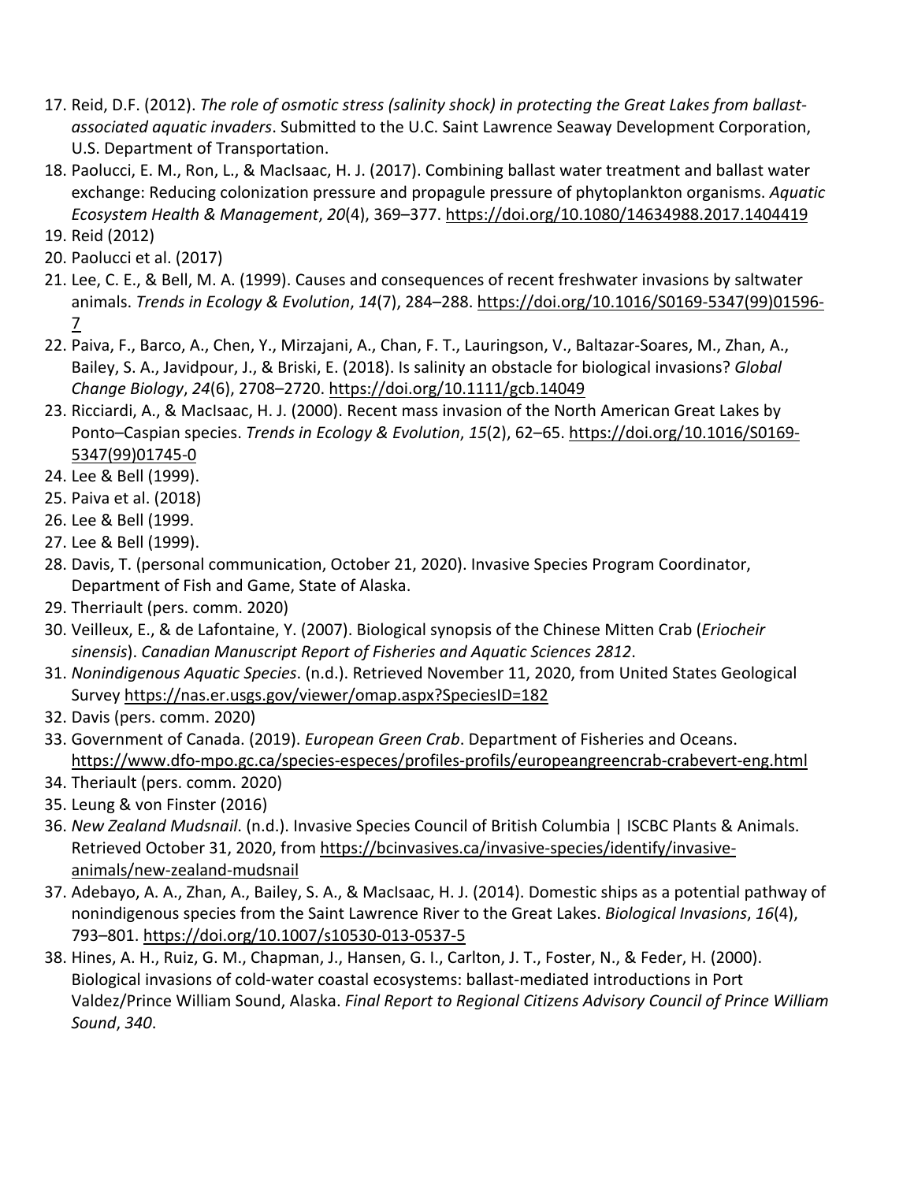17. Reid, D.F. (2012). *The role of osmotic stress (salinity shock) in protecting the Great Lakes from ballast-associated aquatic invaders*. Submitted to the U.C. Saint Lawrence Seaway Development Corporation, U.S. Department of Transportation.
18. Paolucci, E. M., Ron, L., & MacIsaac, H. J. (2017). Combining ballast water treatment and ballast water exchange: Reducing colonization pressure and propagule pressure of phytoplankton organisms. *Aquatic Ecosystem Health & Management*, *20*(4), 369–377. https://doi.org/10.1080/14634988.2017.1404419
19. Reid (2012)
20. Paolucci et al. (2017)
21. Lee, C. E., & Bell, M. A. (1999). Causes and consequences of recent freshwater invasions by saltwater animals. *Trends in Ecology & Evolution*, *14*(7), 284–288. https://doi.org/10.1016/S0169-5347(99)01596-7
22. Paiva, F., Barco, A., Chen, Y., Mirzajani, A., Chan, F. T., Lauringson, V., Baltazar-Soares, M., Zhan, A., Bailey, S. A., Javidpour, J., & Briski, E. (2018). Is salinity an obstacle for biological invasions? *Global Change Biology*, *24*(6), 2708–2720. https://doi.org/10.1111/gcb.14049
23. Ricciardi, A., & MacIsaac, H. J. (2000). Recent mass invasion of the North American Great Lakes by Ponto–Caspian species. *Trends in Ecology & Evolution*, *15*(2), 62–65. https://doi.org/10.1016/S0169-5347(99)01745-0
24. Lee & Bell (1999).
25. Paiva et al. (2018)
26. Lee & Bell (1999.
27. Lee & Bell (1999).
28. Davis, T. (personal communication, October 21, 2020). Invasive Species Program Coordinator, Department of Fish and Game, State of Alaska.
29. Therriault (pers. comm. 2020)
30. Veilleux, E., & de Lafontaine, Y. (2007). Biological synopsis of the Chinese Mitten Crab (*Eriocheir sinensis*). *Canadian Manuscript Report of Fisheries and Aquatic Sciences 2812*.
31. *Nonindigenous Aquatic Species*. (n.d.). Retrieved November 11, 2020, from United States Geological Survey https://nas.er.usgs.gov/viewer/omap.aspx?SpeciesID=182
32. Davis (pers. comm. 2020)
33. Government of Canada. (2019). *European Green Crab*. Department of Fisheries and Oceans. https://www.dfo-mpo.gc.ca/species-especes/profiles-profils/europeangreencrab-crabevert-eng.html
34. Theriault (pers. comm. 2020)
35. Leung & von Finster (2016)
36. *New Zealand Mudsnail*. (n.d.). Invasive Species Council of British Columbia | ISCBC Plants & Animals. Retrieved October 31, 2020, from https://bcinvasives.ca/invasive-species/identify/invasive-animals/new-zealand-mudsnail
37. Adebayo, A. A., Zhan, A., Bailey, S. A., & MacIsaac, H. J. (2014). Domestic ships as a potential pathway of nonindigenous species from the Saint Lawrence River to the Great Lakes. *Biological Invasions*, *16*(4), 793–801. https://doi.org/10.1007/s10530-013-0537-5
38. Hines, A. H., Ruiz, G. M., Chapman, J., Hansen, G. I., Carlton, J. T., Foster, N., & Feder, H. (2000). Biological invasions of cold-water coastal ecosystems: ballast-mediated introductions in Port Valdez/Prince William Sound, Alaska. *Final Report to Regional Citizens Advisory Council of Prince William Sound*, *340*.